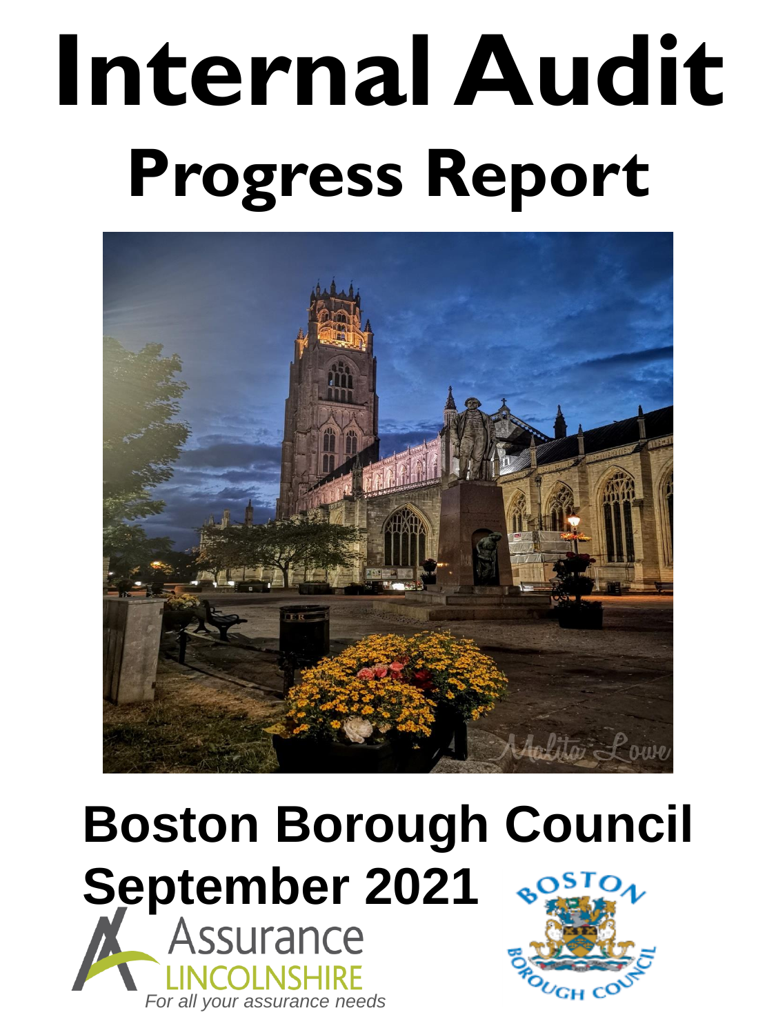# Internal Audit

# Progress Report

## Boston Borough Council

## September 2021

Assurance LINCOLNSHIRE

*For all your assurance needs*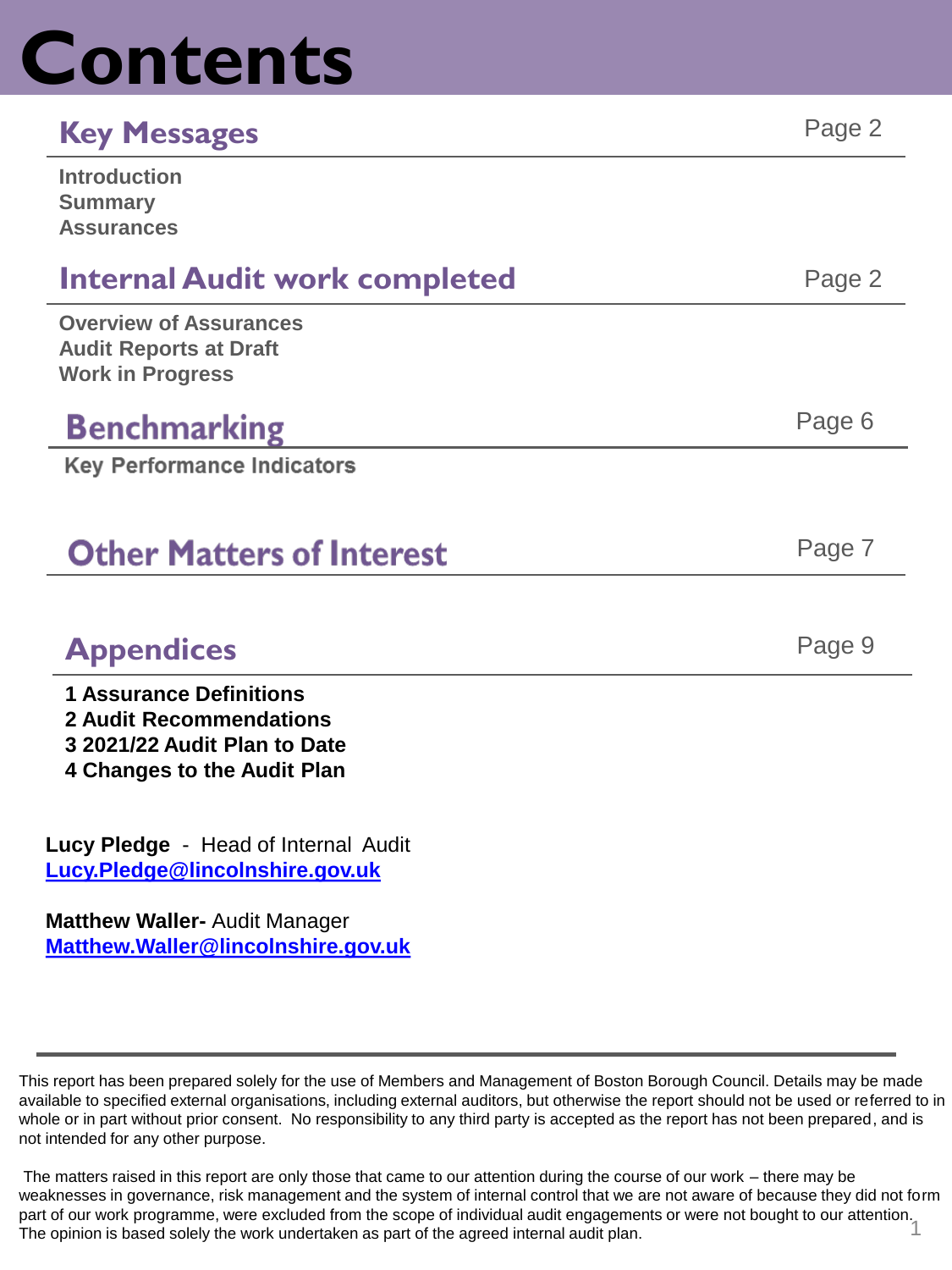# Contents

## Key Messages — Page 2

**Introduction**
**Summary**
**Assurances**

## Internal Audit work completed — Page 2

**Overview of Assurances**
**Audit Reports at Draft**
**Work in Progress**

## Benchmarking — Page 6

**Key Performance Indicators**

## Other Matters of Interest — Page 7

## Appendices — Page 9

**1 Assurance Definitions**
**2 Audit Recommendations**
**3 2021/22 Audit Plan to Date**
**4 Changes to the Audit Plan**

**Lucy Pledge** - Head of Internal Audit
**Lucy.Pledge@lincolnshire.gov.uk**

**Matthew Waller-** Audit Manager
**Matthew.Waller@lincolnshire.gov.uk**

This report has been prepared solely for the use of Members and Management of Boston Borough Council. Details may be made available to specified external organisations, including external auditors, but otherwise the report should not be used or referred to in whole or in part without prior consent. No responsibility to any third party is accepted as the report has not been prepared, and is not intended for any other purpose.

The matters raised in this report are only those that came to our attention during the course of our work – there may be weaknesses in governance, risk management and the system of internal control that we are not aware of because they did not form part of our work programme, were excluded from the scope of individual audit engagements or were not bought to our attention. The opinion is based solely the work undertaken as part of the agreed internal audit plan.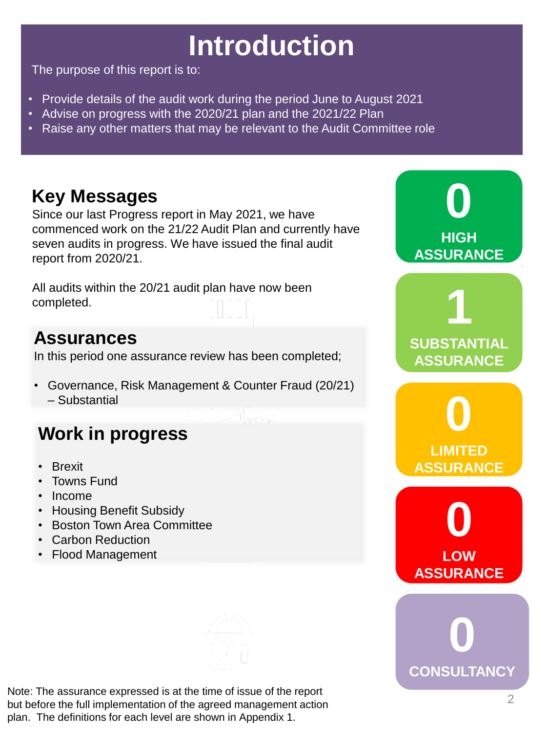# Introduction

The purpose of this report is to:

- Provide details of the audit work during the period June to August 2021
- Advise on progress with the 2020/21 plan and the 2021/22 Plan
- Raise any other matters that may be relevant to the Audit Committee role

## Key Messages

Since our last Progress report in May 2021, we have commenced work on the 21/22 Audit Plan and currently have seven audits in progress. We have issued the final audit report from 2020/21.

All audits within the 20/21 audit plan have now been completed.

## Assurances

In this period one assurance review has been completed;

- Governance, Risk Management & Counter Fraud (20/21) – Substantial

## Work in progress

- Brexit
- Towns Fund
- Income
- Housing Benefit Subsidy
- Boston Town Area Committee
- Carbon Reduction
- Flood Management

**0** HIGH ASSURANCE

**1** SUBSTANTIAL ASSURANCE

**0** LIMITED ASSURANCE

**0** LOW ASSURANCE

**0** CONSULTANCY

Note: The assurance expressed is at the time of issue of the report but before the full implementation of the agreed management action plan. The definitions for each level are shown in Appendix 1.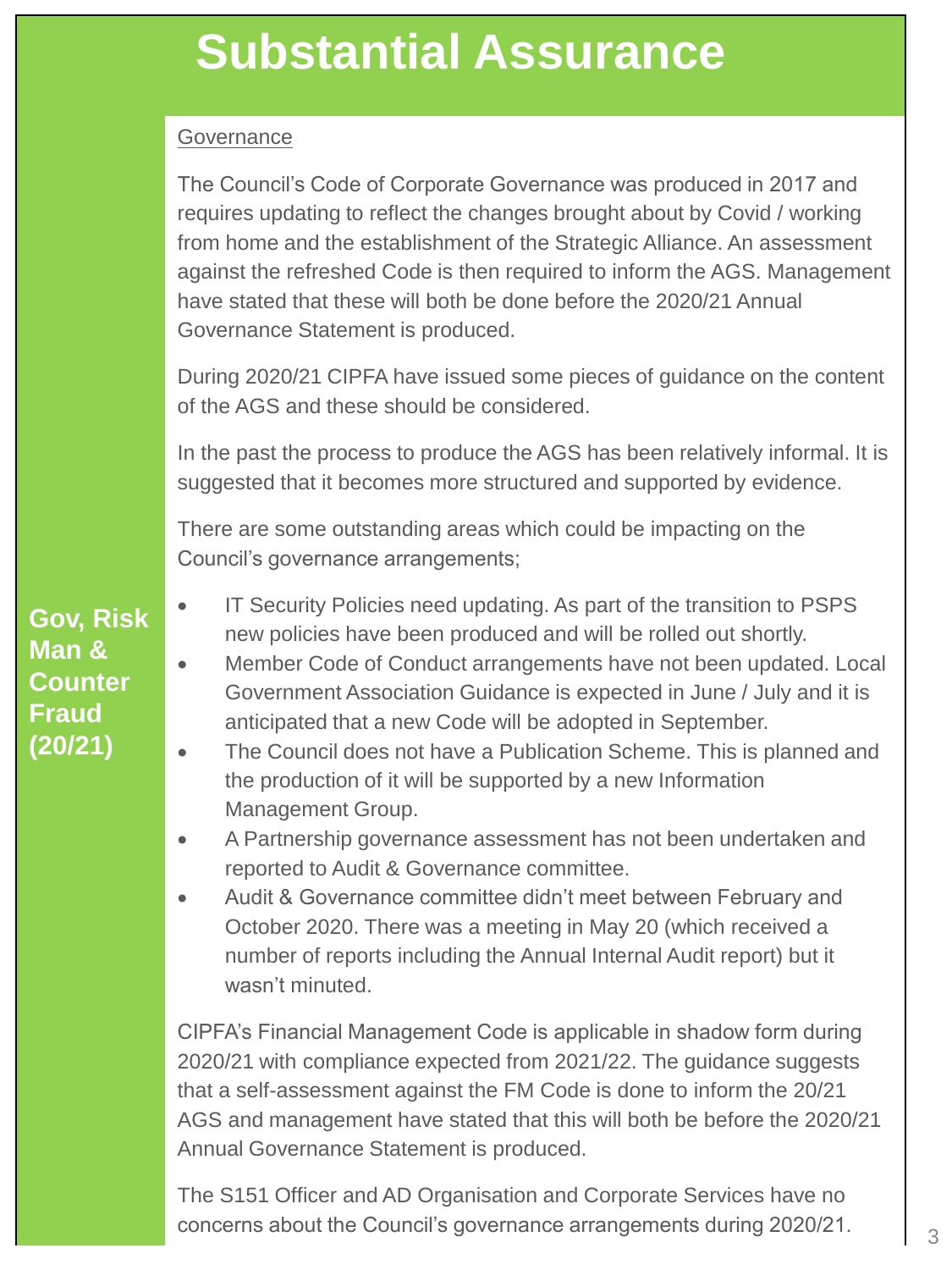# Substantial Assurance

**Gov, Risk Man & Counter Fraud (20/21)**

Governance

The Council's Code of Corporate Governance was produced in 2017 and requires updating to reflect the changes brought about by Covid / working from home and the establishment of the Strategic Alliance. An assessment against the refreshed Code is then required to inform the AGS. Management have stated that these will both be done before the 2020/21 Annual Governance Statement is produced.

During 2020/21 CIPFA have issued some pieces of guidance on the content of the AGS and these should be considered.

In the past the process to produce the AGS has been relatively informal. It is suggested that it becomes more structured and supported by evidence.

There are some outstanding areas which could be impacting on the Council's governance arrangements;

- IT Security Policies need updating. As part of the transition to PSPS new policies have been produced and will be rolled out shortly.
- Member Code of Conduct arrangements have not been updated. Local Government Association Guidance is expected in June / July and it is anticipated that a new Code will be adopted in September.
- The Council does not have a Publication Scheme. This is planned and the production of it will be supported by a new Information Management Group.
- A Partnership governance assessment has not been undertaken and reported to Audit & Governance committee.
- Audit & Governance committee didn't meet between February and October 2020. There was a meeting in May 20 (which received a number of reports including the Annual Internal Audit report) but it wasn't minuted.

CIPFA's Financial Management Code is applicable in shadow form during 2020/21 with compliance expected from 2021/22. The guidance suggests that a self-assessment against the FM Code is done to inform the 20/21 AGS and management have stated that this will both be before the 2020/21 Annual Governance Statement is produced.

The S151 Officer and AD Organisation and Corporate Services have no concerns about the Council's governance arrangements during 2020/21.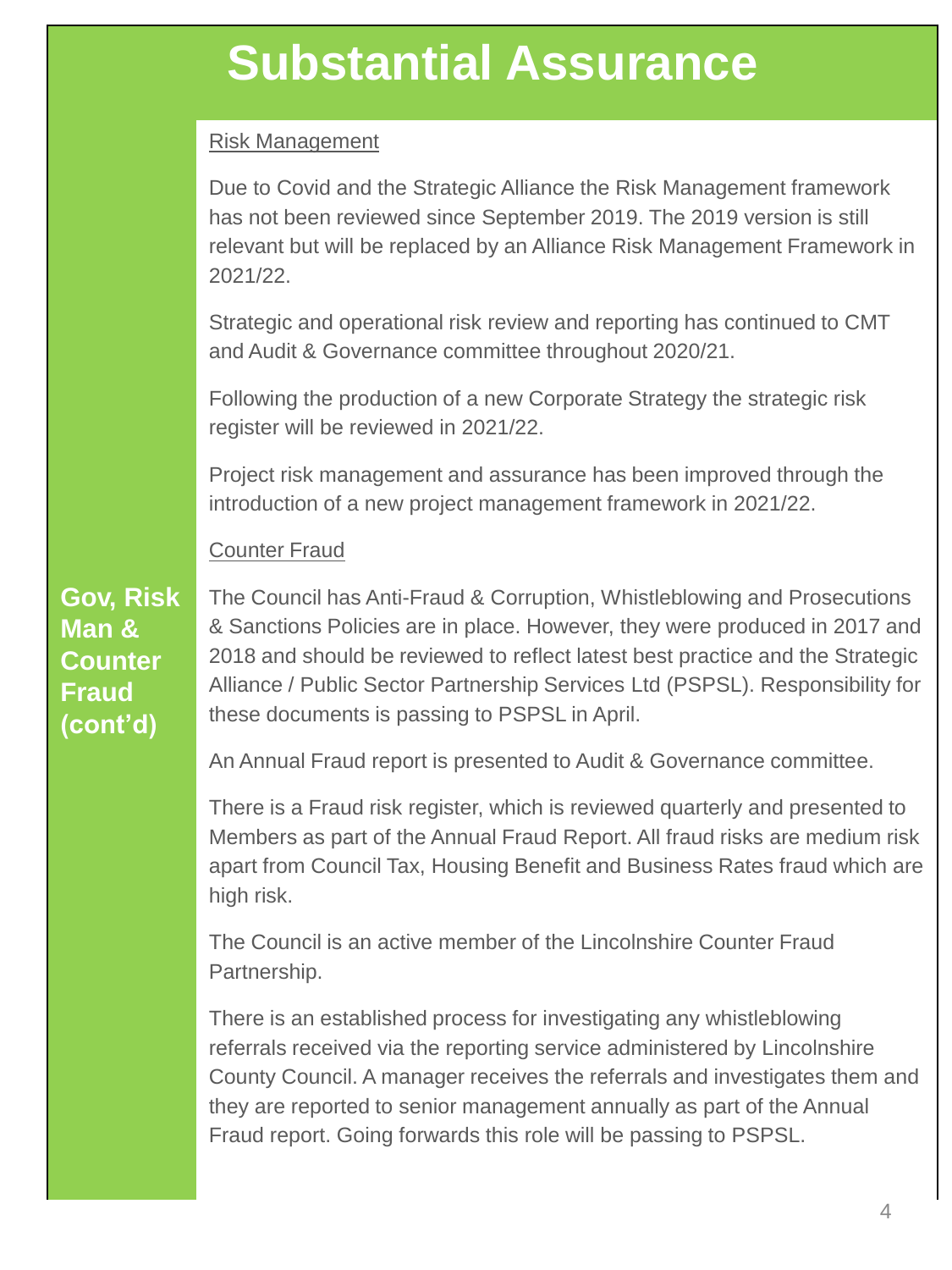# Substantial Assurance

## Gov, Risk Man & Counter Fraud (cont'd)

Risk Management

Due to Covid and the Strategic Alliance the Risk Management framework has not been reviewed since September 2019. The 2019 version is still relevant but will be replaced by an Alliance Risk Management Framework in 2021/22.

Strategic and operational risk review and reporting has continued to CMT and Audit & Governance committee throughout 2020/21.

Following the production of a new Corporate Strategy the strategic risk register will be reviewed in 2021/22.

Project risk management and assurance has been improved through the introduction of a new project management framework in 2021/22.

Counter Fraud

The Council has Anti-Fraud & Corruption, Whistleblowing and Prosecutions & Sanctions Policies are in place. However, they were produced in 2017 and 2018 and should be reviewed to reflect latest best practice and the Strategic Alliance / Public Sector Partnership Services Ltd (PSPSL). Responsibility for these documents is passing to PSPSL in April.

An Annual Fraud report is presented to Audit & Governance committee.

There is a Fraud risk register, which is reviewed quarterly and presented to Members as part of the Annual Fraud Report. All fraud risks are medium risk apart from Council Tax, Housing Benefit and Business Rates fraud which are high risk.

The Council is an active member of the Lincolnshire Counter Fraud Partnership.

There is an established process for investigating any whistleblowing referrals received via the reporting service administered by Lincolnshire County Council. A manager receives the referrals and investigates them and they are reported to senior management annually as part of the Annual Fraud report. Going forwards this role will be passing to PSPSL.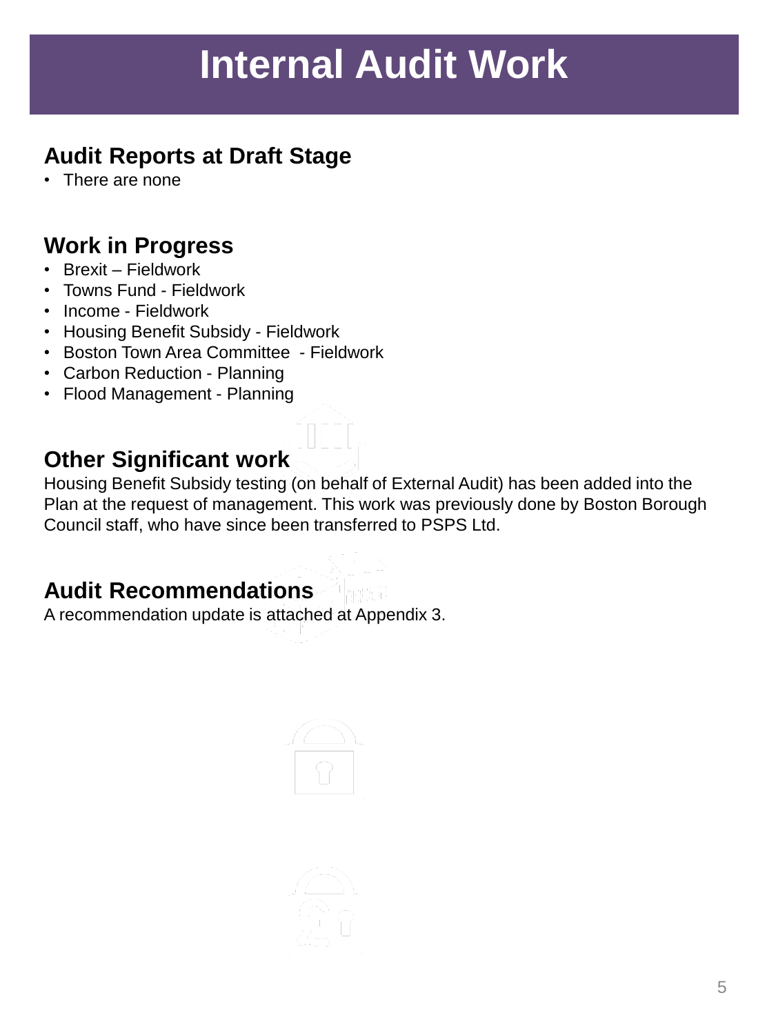# Internal Audit Work

## Audit Reports at Draft Stage

- There are none

## Work in Progress

- Brexit – Fieldwork
- Towns Fund - Fieldwork
- Income - Fieldwork
- Housing Benefit Subsidy - Fieldwork
- Boston Town Area Committee - Fieldwork
- Carbon Reduction - Planning
- Flood Management - Planning

## Other Significant work

Housing Benefit Subsidy testing (on behalf of External Audit) has been added into the Plan at the request of management. This work was previously done by Boston Borough Council staff, who have since been transferred to PSPS Ltd.

## Audit Recommendations

A recommendation update is attached at Appendix 3.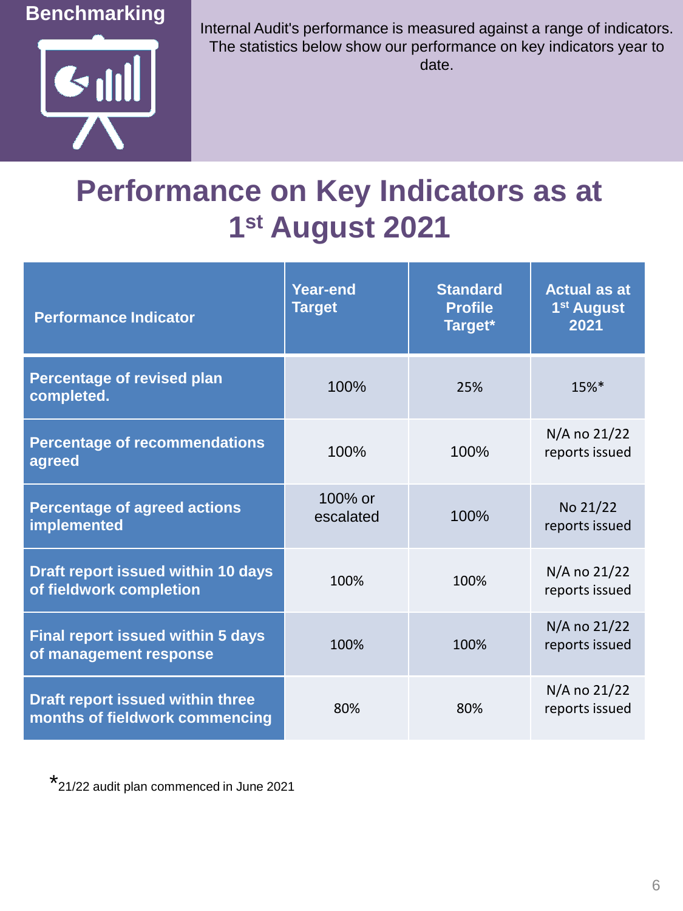## Benchmarking

Internal Audit's performance is measured against a range of indicators. The statistics below show our performance on key indicators year to date.

# Performance on Key Indicators as at 1st August 2021

| Performance Indicator | Year-end Target | Standard Profile Target* | Actual as at 1st August 2021 |
|---|---|---|---|
| **Percentage of revised plan completed.** | 100% | 25% | 15%* |
| **Percentage of recommendations agreed** | 100% | 100% | N/A no 21/22 reports issued |
| **Percentage of agreed actions implemented** | 100% or escalated | 100% | No 21/22 reports issued |
| **Draft report issued within 10 days of fieldwork completion** | 100% | 100% | N/A no 21/22 reports issued |
| **Final report issued within 5 days of management response** | 100% | 100% | N/A no 21/22 reports issued |
| **Draft report issued within three months of fieldwork commencing** | 80% | 80% | N/A no 21/22 reports issued |

*21/22 audit plan commenced in June 2021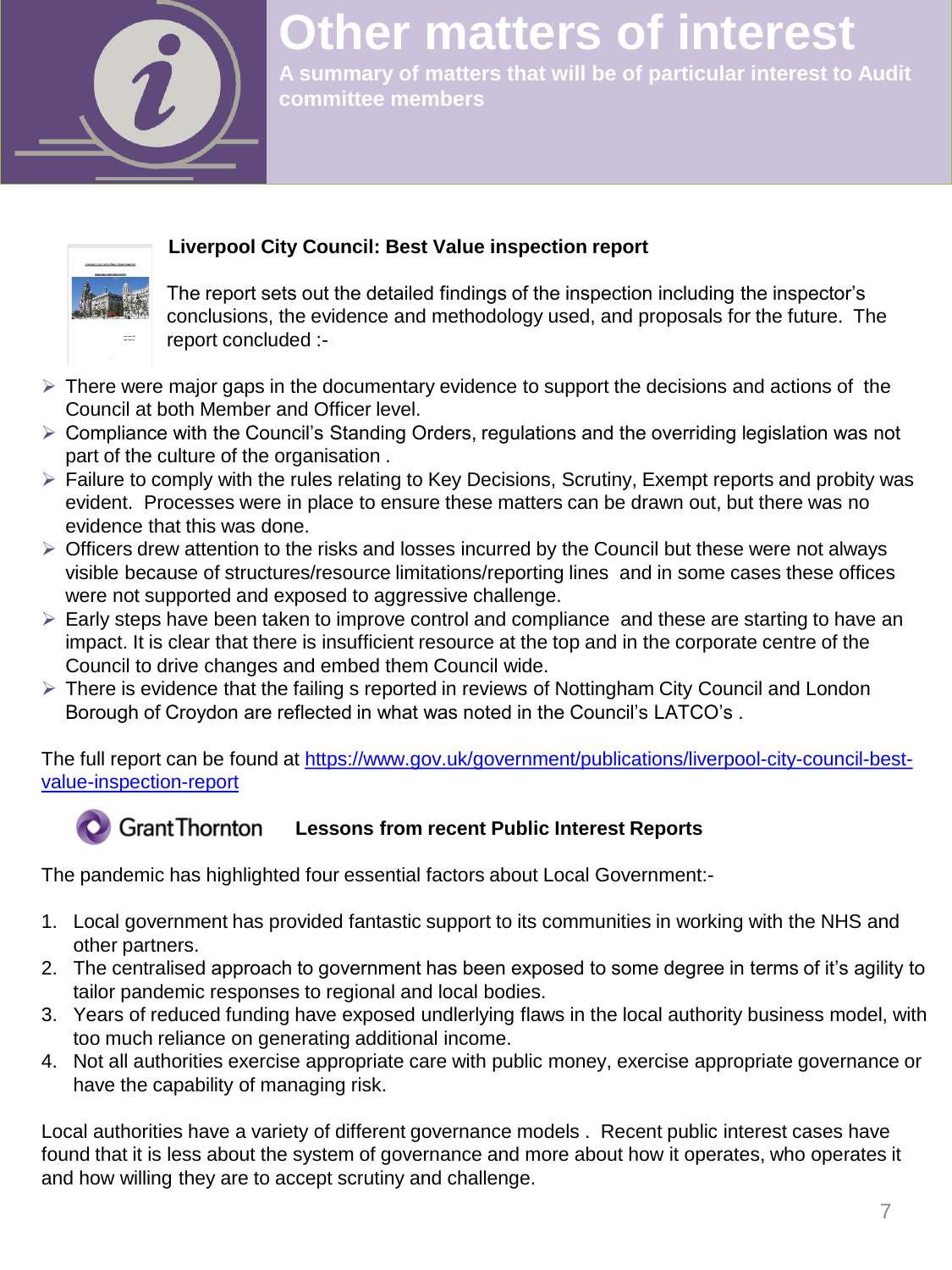# Other matters of interest

**A summary of matters that will be of particular interest to Audit committee members**

### Liverpool City Council: Best Value inspection report

The report sets out the detailed findings of the inspection including the inspector's conclusions, the evidence and methodology used, and proposals for the future. The report concluded :-

- There were major gaps in the documentary evidence to support the decisions and actions of the Council at both Member and Officer level.
- Compliance with the Council's Standing Orders, regulations and the overriding legislation was not part of the culture of the organisation .
- Failure to comply with the rules relating to Key Decisions, Scrutiny, Exempt reports and probity was evident. Processes were in place to ensure these matters can be drawn out, but there was no evidence that this was done.
- Officers drew attention to the risks and losses incurred by the Council but these were not always visible because of structures/resource limitations/reporting lines and in some cases these offices were not supported and exposed to aggressive challenge.
- Early steps have been taken to improve control and compliance and these are starting to have an impact. It is clear that there is insufficient resource at the top and in the corporate centre of the Council to drive changes and embed them Council wide.
- There is evidence that the failing s reported in reviews of Nottingham City Council and London Borough of Croydon are reflected in what was noted in the Council's LATCO's .

The full report can be found at https://www.gov.uk/government/publications/liverpool-city-council-best-value-inspection-report

### GrantThornton — Lessons from recent Public Interest Reports

The pandemic has highlighted four essential factors about Local Government:-

1. Local government has provided fantastic support to its communities in working with the NHS and other partners.
2. The centralised approach to government has been exposed to some degree in terms of it's agility to tailor pandemic responses to regional and local bodies.
3. Years of reduced funding have exposed undlerlying flaws in the local authority business model, with too much reliance on generating additional income.
4. Not all authorities exercise appropriate care with public money, exercise appropriate governance or have the capability of managing risk.

Local authorities have a variety of different governance models . Recent public interest cases have found that it is less about the system of governance and more about how it operates, who operates it and how willing they are to accept scrutiny and challenge.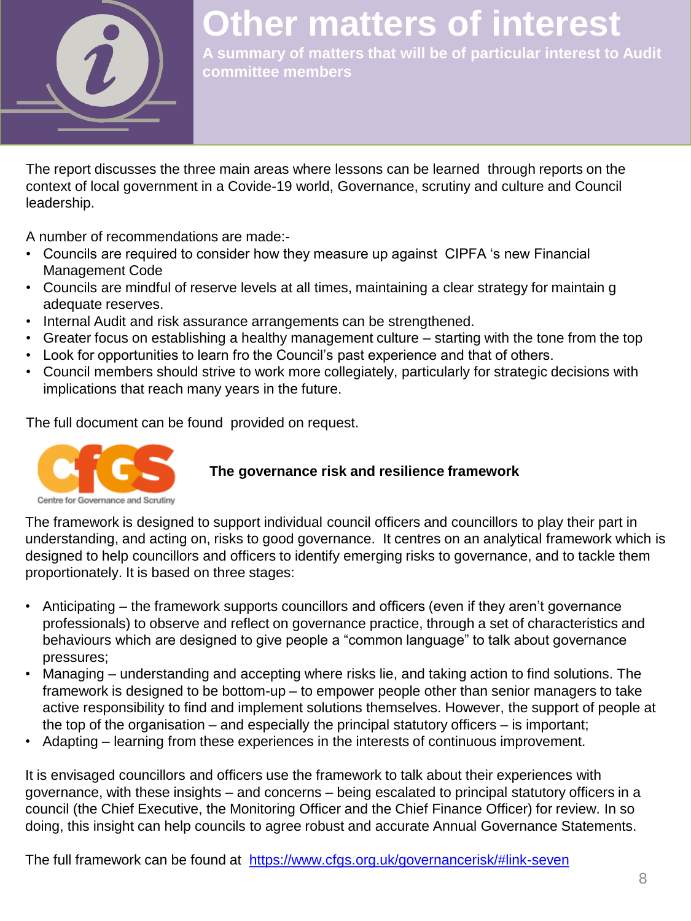# Other matters of interest

**A summary of matters that will be of particular interest to Audit committee members**

The report discusses the three main areas where lessons can be learned  through reports on the context of local government in a Covide-19 world, Governance, scrutiny and culture and Council leadership.

A number of recommendations are made:-

- Councils are required to consider how they measure up against  CIPFA 's new Financial Management Code
- Councils are mindful of reserve levels at all times, maintaining a clear strategy for maintain g adequate reserves.
- Internal Audit and risk assurance arrangements can be strengthened.
- Greater focus on establishing a healthy management culture – starting with the tone from the top
- Look for opportunities to learn fro the Council's past experience and that of others.
- Council members should strive to work more collegiately, particularly for strategic decisions with implications that reach many years in the future.

The full document can be found  provided on request.

CfGS Centre for Governance and Scrutiny

**The governance risk and resilience framework**

The framework is designed to support individual council officers and councillors to play their part in understanding, and acting on, risks to good governance.  It centres on an analytical framework which is designed to help councillors and officers to identify emerging risks to governance, and to tackle them proportionately. It is based on three stages:

- Anticipating – the framework supports councillors and officers (even if they aren't governance professionals) to observe and reflect on governance practice, through a set of characteristics and behaviours which are designed to give people a "common language" to talk about governance pressures;
- Managing – understanding and accepting where risks lie, and taking action to find solutions. The framework is designed to be bottom-up – to empower people other than senior managers to take active responsibility to find and implement solutions themselves. However, the support of people at the top of the organisation – and especially the principal statutory officers – is important;
- Adapting – learning from these experiences in the interests of continuous improvement.

It is envisaged councillors and officers use the framework to talk about their experiences with governance, with these insights – and concerns – being escalated to principal statutory officers in a council (the Chief Executive, the Monitoring Officer and the Chief Finance Officer) for review. In so doing, this insight can help councils to agree robust and accurate Annual Governance Statements.

The full framework can be found at  https://www.cfgs.org.uk/governancerisk/#link-seven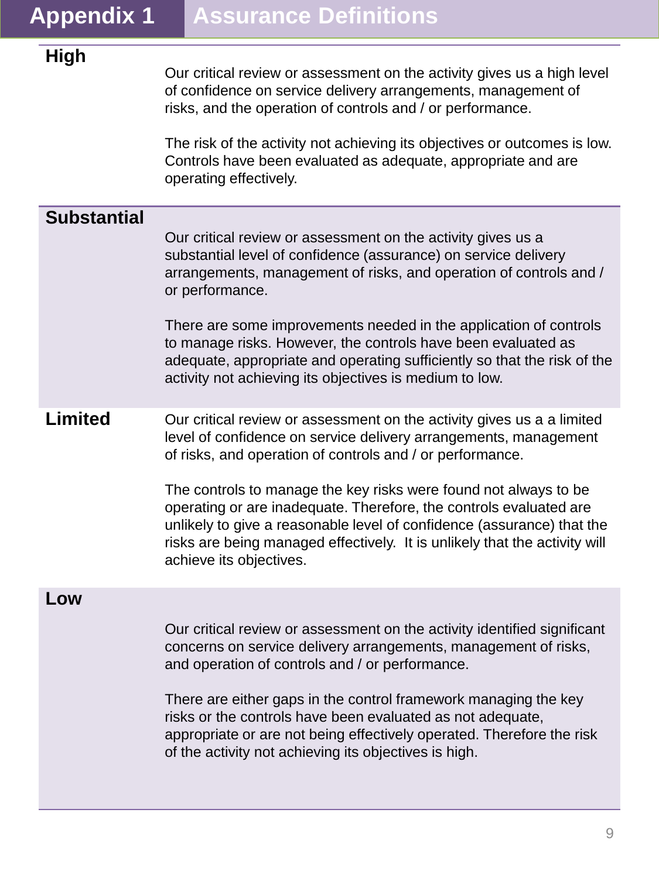# Appendix 1 Assurance Definitions

| | |
|---|---|
| **High** | Our critical review or assessment on the activity gives us a high level of confidence on service delivery arrangements, management of risks, and the operation of controls and / or performance.<br><br>The risk of the activity not achieving its objectives or outcomes is low. Controls have been evaluated as adequate, appropriate and are operating effectively. |
| **Substantial** | Our critical review or assessment on the activity gives us a substantial level of confidence (assurance) on service delivery arrangements, management of risks, and operation of controls and / or performance.<br><br>There are some improvements needed in the application of controls to manage risks. However, the controls have been evaluated as adequate, appropriate and operating sufficiently so that the risk of the activity not achieving its objectives is medium to low. |
| **Limited** | Our critical review or assessment on the activity gives us a a limited level of confidence on service delivery arrangements, management of risks, and operation of controls and / or performance.<br><br>The controls to manage the key risks were found not always to be operating or are inadequate. Therefore, the controls evaluated are unlikely to give a reasonable level of confidence (assurance) that the risks are being managed effectively. It is unlikely that the activity will achieve its objectives. |
| **Low** | Our critical review or assessment on the activity identified significant concerns on service delivery arrangements, management of risks, and operation of controls and / or performance.<br><br>There are either gaps in the control framework managing the key risks or the controls have been evaluated as not adequate, appropriate or are not being effectively operated. Therefore the risk of the activity not achieving its objectives is high. |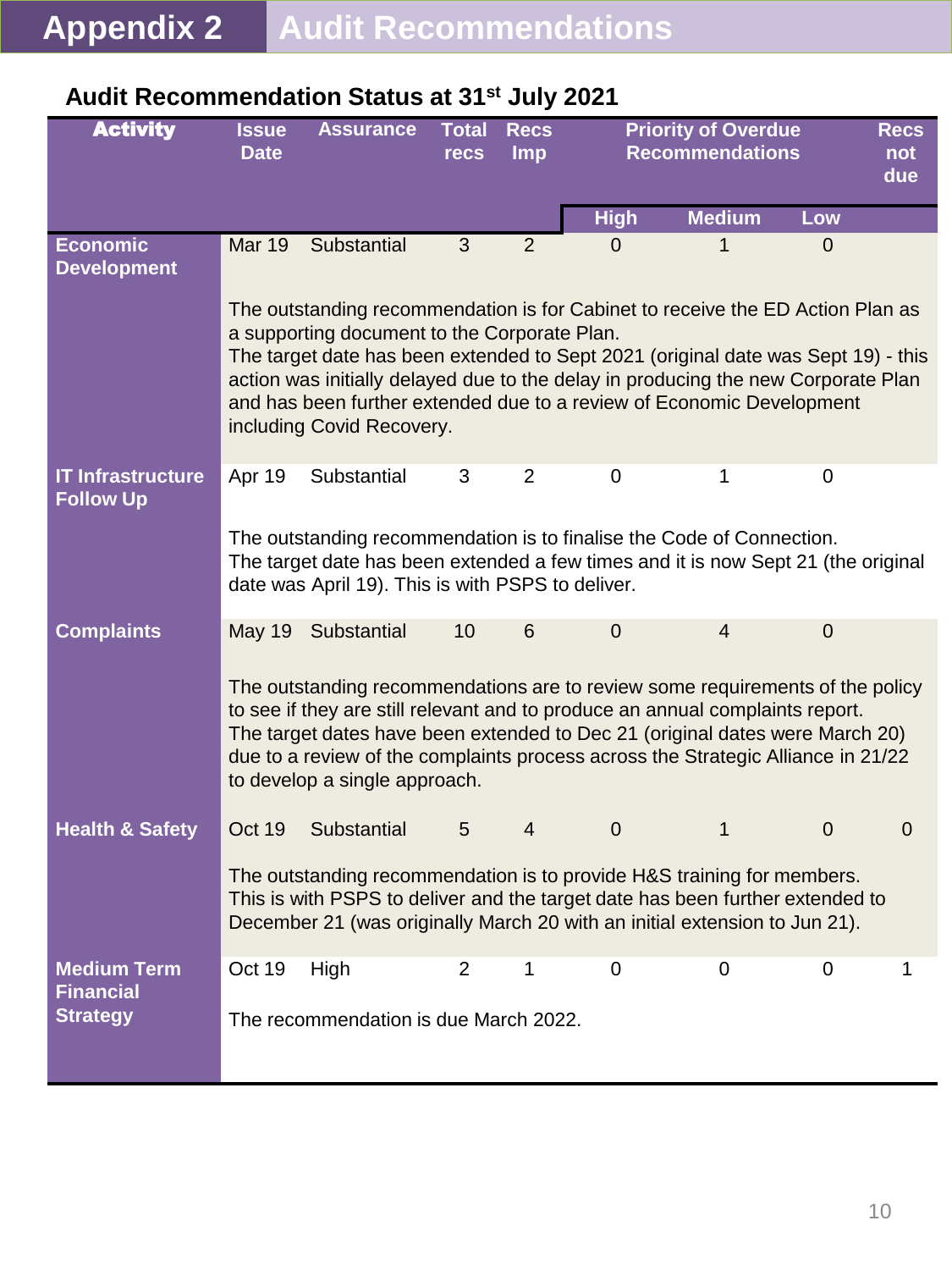# Appendix 2 Audit Recommendations

## Audit Recommendation Status at 31st July 2021

| Activity | Issue Date | Assurance | Total recs | Recs Imp | Priority of Overdue Recommendations | | | Recs not due |
|---|---|---|---|---|---|---|---|---|
| | | | | | High | Medium | Low | |
| **Economic Development** | Mar 19 | Substantial | 3 | 2 | 0 | 1 | 0 | |
| | The outstanding recommendation is for Cabinet to receive the ED Action Plan as a supporting document to the Corporate Plan. The target date has been extended to Sept 2021 (original date was Sept 19) - this action was initially delayed due to the delay in producing the new Corporate Plan and has been further extended due to a review of Economic Development including Covid Recovery. | | | | | | | |
| **IT Infrastructure Follow Up** | Apr 19 | Substantial | 3 | 2 | 0 | 1 | 0 | |
| | The outstanding recommendation is to finalise the Code of Connection. The target date has been extended a few times and it is now Sept 21 (the original date was April 19). This is with PSPS to deliver. | | | | | | | |
| **Complaints** | May 19 | Substantial | 10 | 6 | 0 | 4 | 0 | |
| | The outstanding recommendations are to review some requirements of the policy to see if they are still relevant and to produce an annual complaints report. The target dates have been extended to Dec 21 (original dates were March 20) due to a review of the complaints process across the Strategic Alliance in 21/22 to develop a single approach. | | | | | | | |
| **Health & Safety** | Oct 19 | Substantial | 5 | 4 | 0 | 1 | 0 | 0 |
| | The outstanding recommendation is to provide H&S training for members. This is with PSPS to deliver and the target date has been further extended to December 21 (was originally March 20 with an initial extension to Jun 21). | | | | | | | |
| **Medium Term Financial Strategy** | Oct 19 | High | 2 | 1 | 0 | 0 | 0 | 1 |
| | The recommendation is due March 2022. | | | | | | | |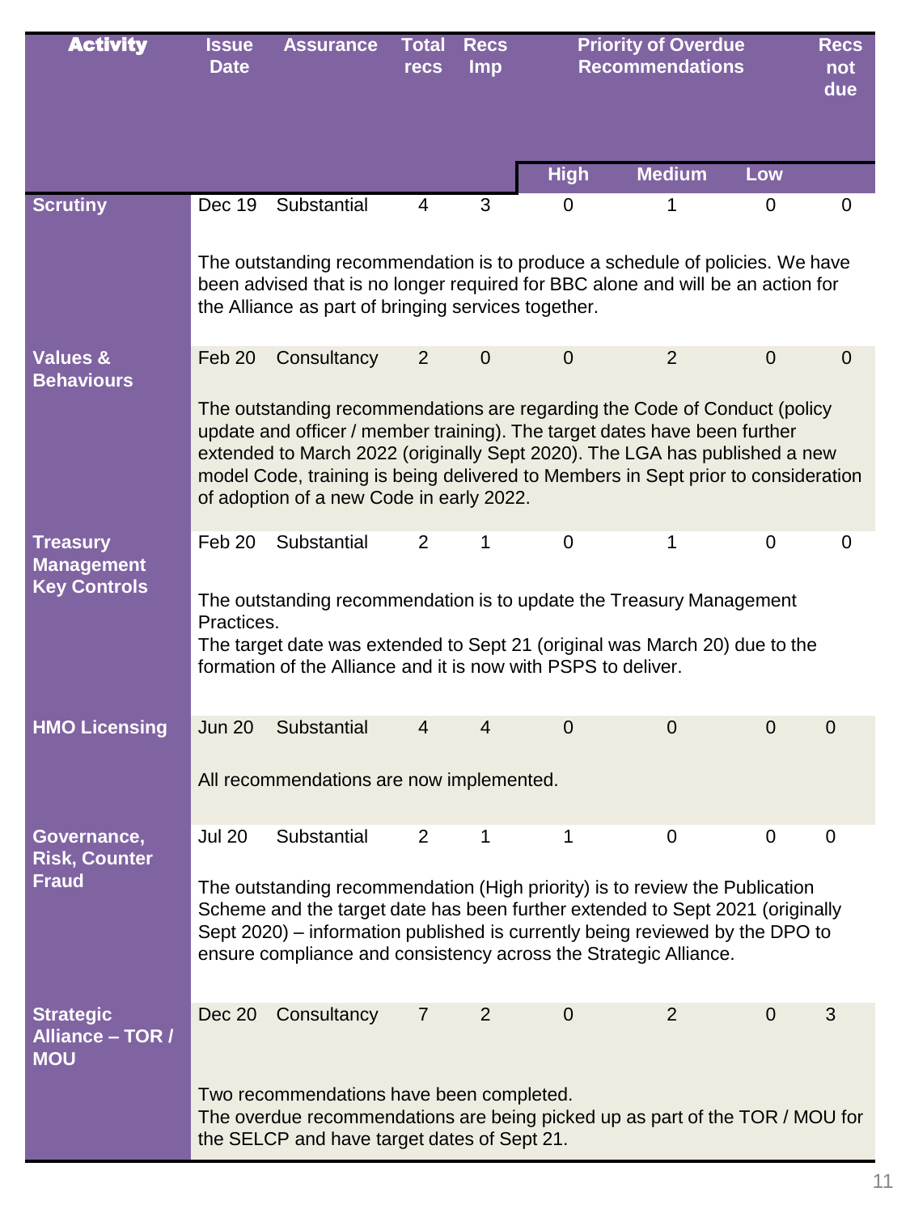| Activity | Issue Date | Assurance | Total recs | Recs Imp | Priority of Overdue Recommendations | | | Recs not due |
|---|---|---|---|---|---|---|---|---|
| | | | | | High | Medium | Low | |
| **Scrutiny** | Dec 19 | Substantial | 4 | 3 | 0 | 1 | 0 | 0 |
| | The outstanding recommendation is to produce a schedule of policies. We have been advised that is no longer required for BBC alone and will be an action for the Alliance as part of bringing services together. | | | | | | | |
| **Values & Behaviours** | Feb 20 | Consultancy | 2 | 0 | 0 | 2 | 0 | 0 |
| | The outstanding recommendations are regarding the Code of Conduct (policy update and officer / member training). The target dates have been further extended to March 2022 (originally Sept 2020). The LGA has published a new model Code, training is being delivered to Members in Sept prior to consideration of adoption of a new Code in early 2022. | | | | | | | |
| **Treasury Management Key Controls** | Feb 20 | Substantial | 2 | 1 | 0 | 1 | 0 | 0 |
| | The outstanding recommendation is to update the Treasury Management Practices. The target date was extended to Sept 21 (original was March 20) due to the formation of the Alliance and it is now with PSPS to deliver. | | | | | | | |
| **HMO Licensing** | Jun 20 | Substantial | 4 | 4 | 0 | 0 | 0 | 0 |
| | All recommendations are now implemented. | | | | | | | |
| **Governance, Risk, Counter Fraud** | Jul 20 | Substantial | 2 | 1 | 1 | 0 | 0 | 0 |
| | The outstanding recommendation (High priority) is to review the Publication Scheme and the target date has been further extended to Sept 2021 (originally Sept 2020) – information published is currently being reviewed by the DPO to ensure compliance and consistency across the Strategic Alliance. | | | | | | | |
| **Strategic Alliance – TOR / MOU** | Dec 20 | Consultancy | 7 | 2 | 0 | 2 | 0 | 3 |
| | Two recommendations have been completed. The overdue recommendations are being picked up as part of the TOR / MOU for the SELCP and have target dates of Sept 21. | | | | | | | |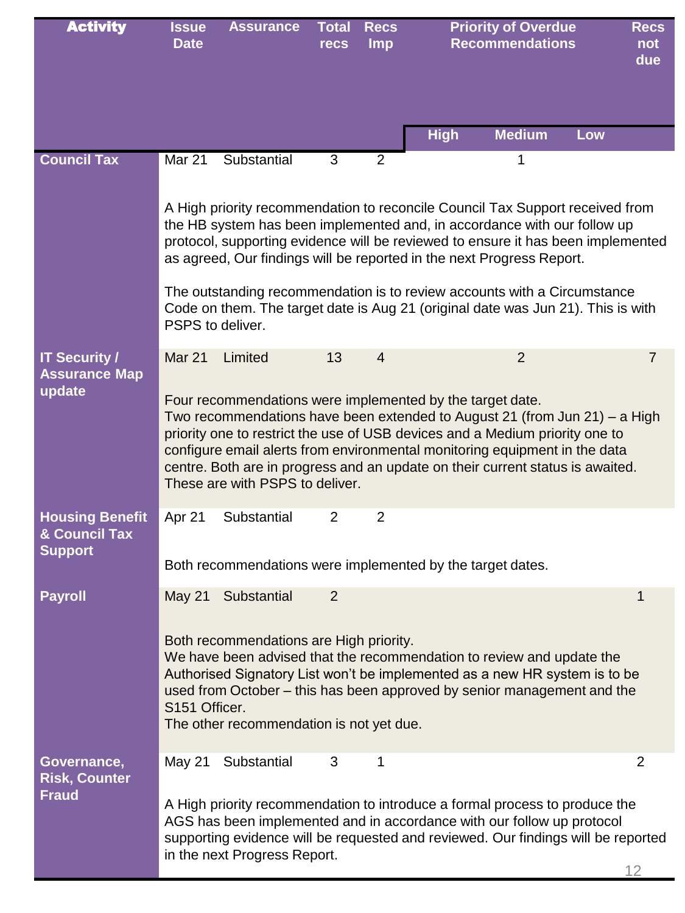| Activity | Issue Date | Assurance | Total recs | Recs Imp | Priority of Overdue Recommendations | | | Recs not due |
|---|---|---|---|---|---|---|---|---|
| | | | | | High | Medium | Low | |
| **Council Tax** | Mar 21 | Substantial | 3 | 2 | | 1 | | |
| | A High priority recommendation to reconcile Council Tax Support received from the HB system has been implemented and, in accordance with our follow up protocol, supporting evidence will be reviewed to ensure it has been implemented as agreed, Our findings will be reported in the next Progress Report.<br><br>The outstanding recommendation is to review accounts with a Circumstance Code on them. The target date is Aug 21 (original date was Jun 21). This is with PSPS to deliver. | | | | | | | |
| **IT Security / Assurance Map update** | Mar 21 | Limited | 13 | 4 | | 2 | | 7 |
| | Four recommendations were implemented by the target date.<br>Two recommendations have been extended to August 21 (from Jun 21) – a High priority one to restrict the use of USB devices and a Medium priority one to configure email alerts from environmental monitoring equipment in the data centre. Both are in progress and an update on their current status is awaited. These are with PSPS to deliver. | | | | | | | |
| **Housing Benefit & Council Tax Support** | Apr 21 | Substantial | 2 | 2 | | | | |
| | Both recommendations were implemented by the target dates. | | | | | | | |
| **Payroll** | May 21 | Substantial | 2 | | | | | 1 |
| | Both recommendations are High priority.<br>We have been advised that the recommendation to review and update the Authorised Signatory List won't be implemented as a new HR system is to be used from October – this has been approved by senior management and the S151 Officer.<br>The other recommendation is not yet due. | | | | | | | |
| **Governance, Risk, Counter Fraud** | May 21 | Substantial | 3 | 1 | | | | 2 |
| | A High priority recommendation to introduce a formal process to produce the AGS has been implemented and in accordance with our follow up protocol supporting evidence will be requested and reviewed. Our findings will be reported in the next Progress Report. | | | | | | | |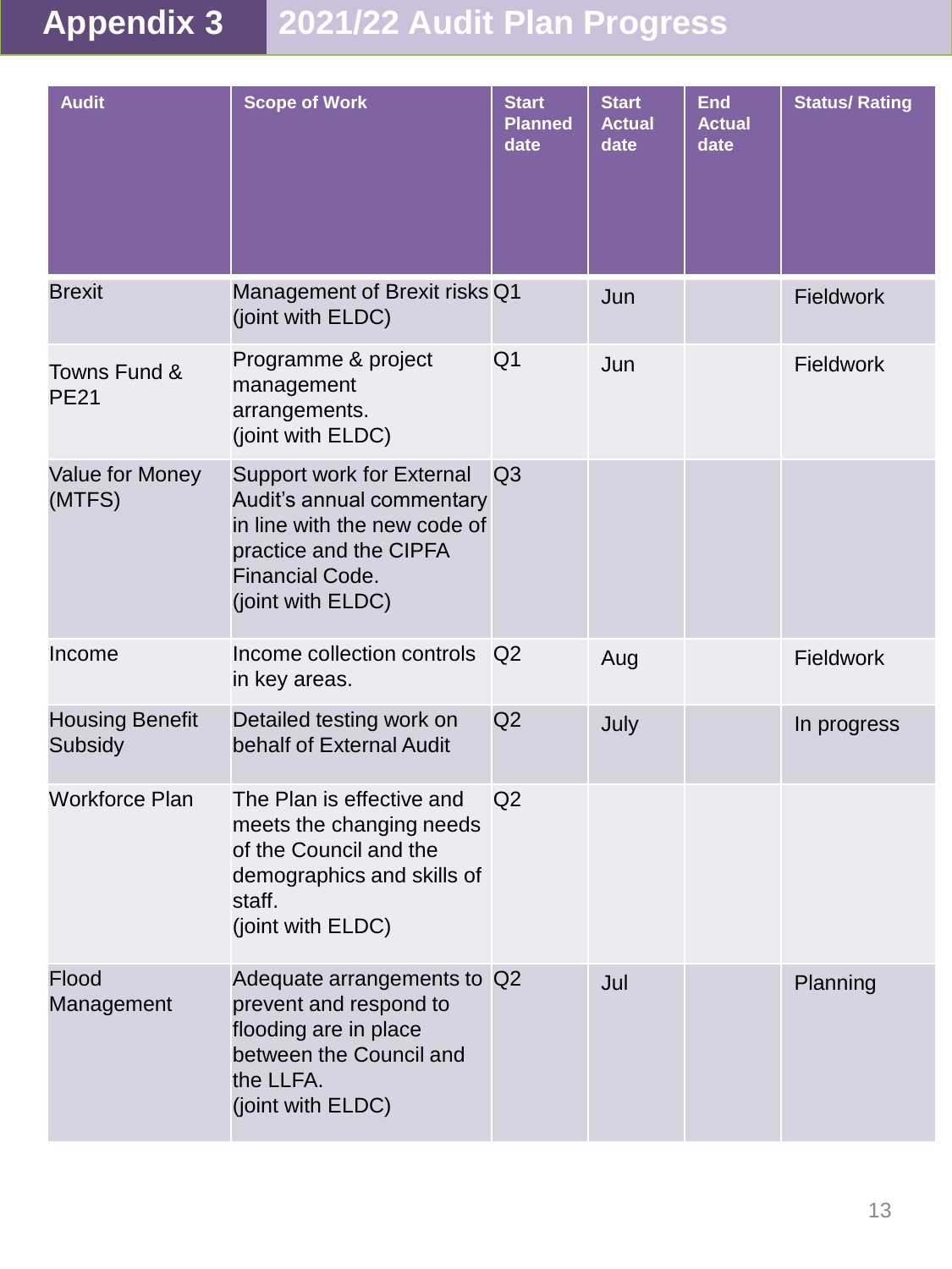# Appendix 3 2021/22 Audit Plan Progress

| Audit | Scope of Work | Start Planned date | Start Actual date | End Actual date | Status/ Rating |
|---|---|---|---|---|---|
| Brexit | Management of Brexit risks (joint with ELDC) | Q1 | Jun | | Fieldwork |
| Towns Fund & PE21 | Programme & project management arrangements. (joint with ELDC) | Q1 | Jun | | Fieldwork |
| Value for Money (MTFS) | Support work for External Audit's annual commentary in line with the new code of practice and the CIPFA Financial Code. (joint with ELDC) | Q3 | | | |
| Income | Income collection controls in key areas. | Q2 | Aug | | Fieldwork |
| Housing Benefit Subsidy | Detailed testing work on behalf of External Audit | Q2 | July | | In progress |
| Workforce Plan | The Plan is effective and meets the changing needs of the Council and the demographics and skills of staff. (joint with ELDC) | Q2 | | | |
| Flood Management | Adequate arrangements to prevent and respond to flooding are in place between the Council and the LLFA. (joint with ELDC) | Q2 | Jul | | Planning |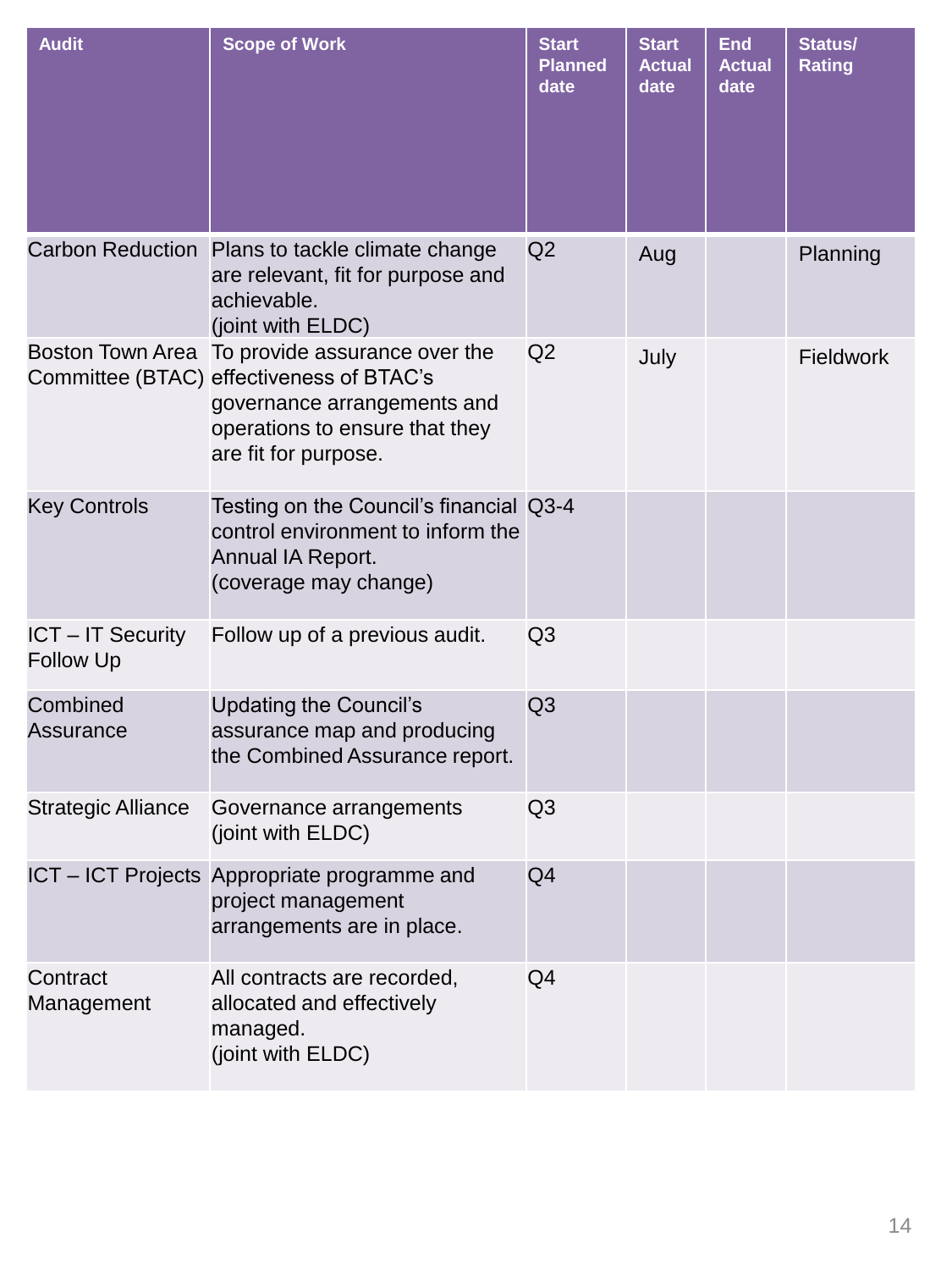| Audit | Scope of Work | Start Planned date | Start Actual date | End Actual date | Status/ Rating |
|---|---|---|---|---|---|
| Carbon Reduction | Plans to tackle climate change are relevant, fit for purpose and achievable. (joint with ELDC) | Q2 | Aug | | Planning |
| Boston Town Area Committee (BTAC) | To provide assurance over the effectiveness of BTAC's governance arrangements and operations to ensure that they are fit for purpose. | Q2 | July | | Fieldwork |
| Key Controls | Testing on the Council's financial control environment to inform the Annual IA Report. (coverage may change) | Q3-4 | | | |
| ICT – IT Security Follow Up | Follow up of a previous audit. | Q3 | | | |
| Combined Assurance | Updating the Council's assurance map and producing the Combined Assurance report. | Q3 | | | |
| Strategic Alliance | Governance arrangements (joint with ELDC) | Q3 | | | |
| ICT – ICT Projects | Appropriate programme and project management arrangements are in place. | Q4 | | | |
| Contract Management | All contracts are recorded, allocated and effectively managed. (joint with ELDC) | Q4 | | | |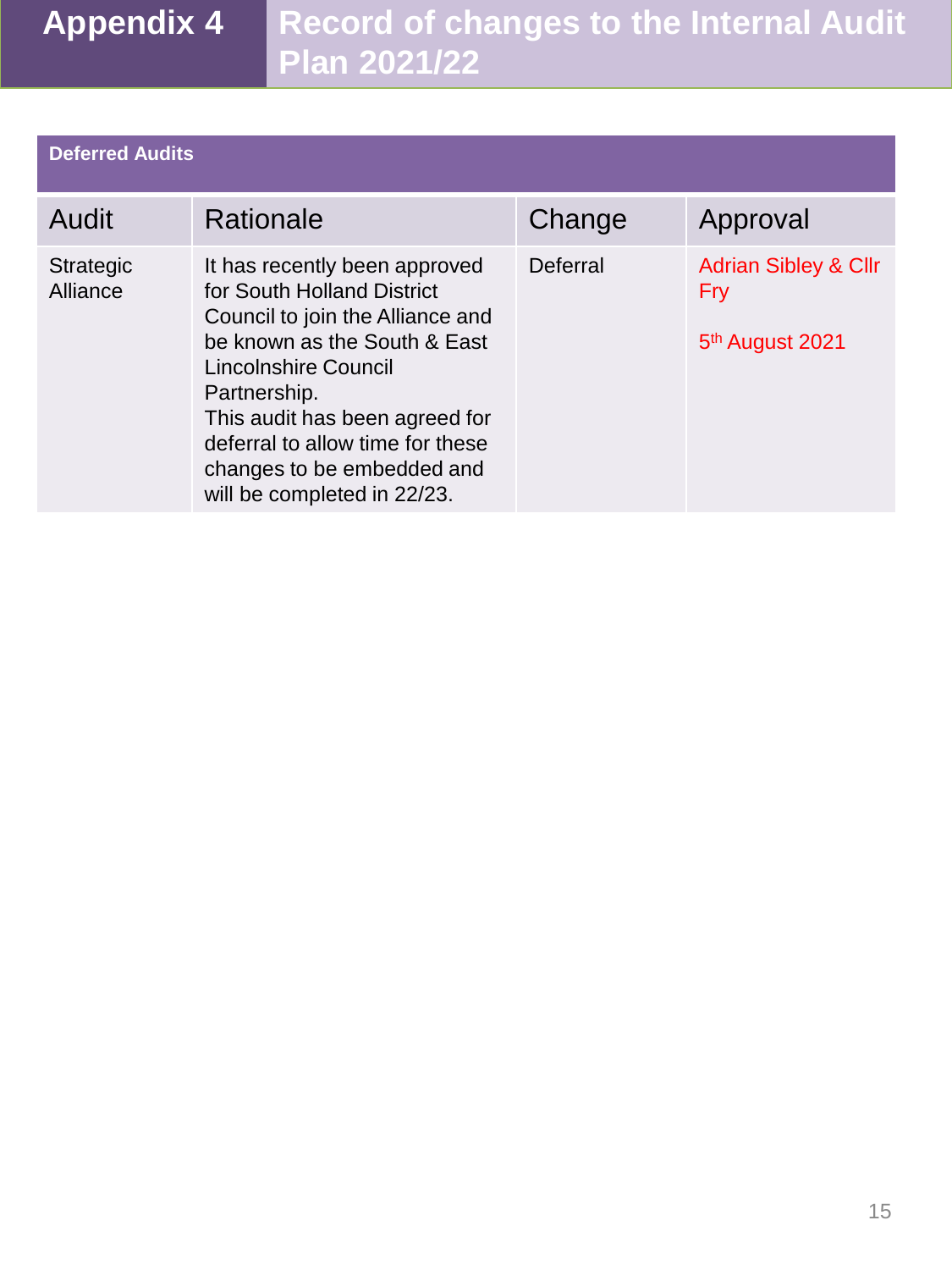# Appendix 4 Record of changes to the Internal Audit Plan 2021/22

## Deferred Audits

| Audit | Rationale | Change | Approval |
|---|---|---|---|
| Strategic Alliance | It has recently been approved for South Holland District Council to join the Alliance and be known as the South & East Lincolnshire Council Partnership. This audit has been agreed for deferral to allow time for these changes to be embedded and will be completed in 22/23. | Deferral | Adrian Sibley & Cllr Fry<br><br>5th August 2021 |